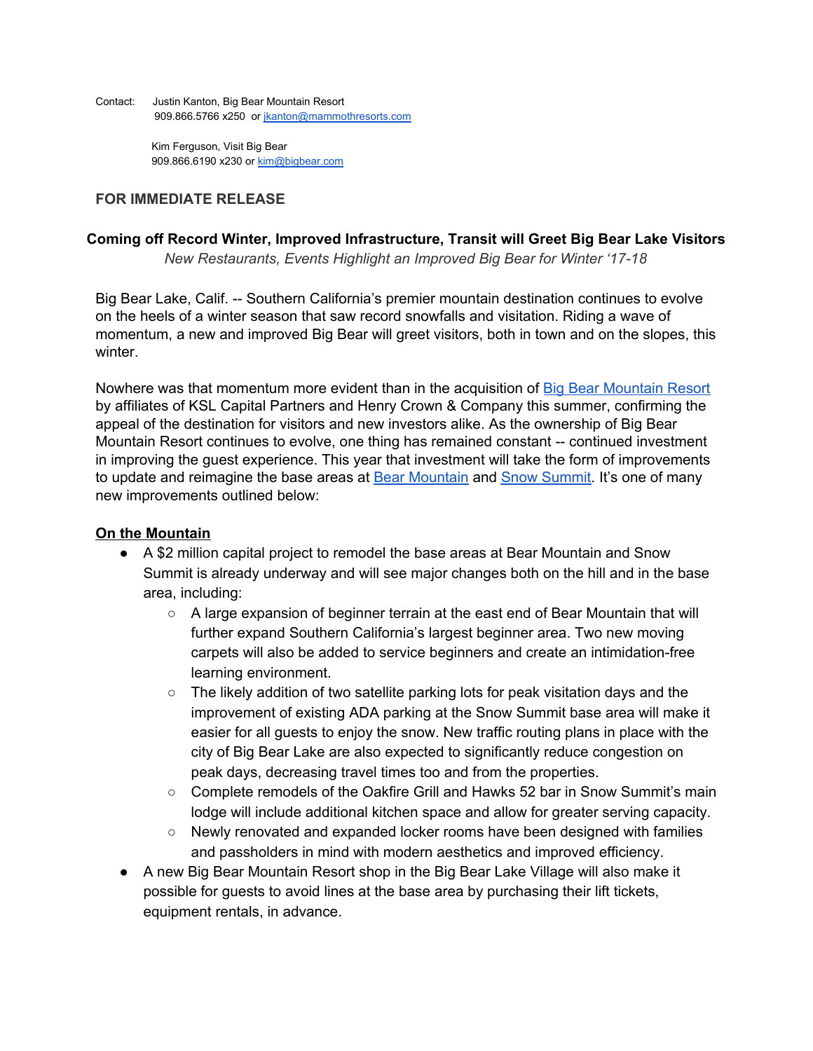Contact: Justin Kanton, Big Bear Mountain Resort
909.866.5766 x250 or [jkanton@mammothresorts.com](mailto:jkanton@mammothresorts.com)

Kim Ferguson, Visit Big Bear
909.866.6190 x230 or [kim@bigbear.com](mailto:kim@bigbear.com)

**FOR IMMEDIATE RELEASE**

## Coming off Record Winter, Improved Infrastructure, Transit will Greet Big Bear Lake Visitors

*New Restaurants, Events Highlight an Improved Big Bear for Winter '17-18*

Big Bear Lake, Calif. -- Southern California's premier mountain destination continues to evolve on the heels of a winter season that saw record snowfalls and visitation. Riding a wave of momentum, a new and improved Big Bear will greet visitors, both in town and on the slopes, this winter.

Nowhere was that momentum more evident than in the acquisition of Big Bear Mountain Resort by affiliates of KSL Capital Partners and Henry Crown & Company this summer, confirming the appeal of the destination for visitors and new investors alike. As the ownership of Big Bear Mountain Resort continues to evolve, one thing has remained constant -- continued investment in improving the guest experience. This year that investment will take the form of improvements to update and reimagine the base areas at Bear Mountain and Snow Summit. It's one of many new improvements outlined below:

**On the Mountain**

- A $2 million capital project to remodel the base areas at Bear Mountain and Snow Summit is already underway and will see major changes both on the hill and in the base area, including:
  - A large expansion of beginner terrain at the east end of Bear Mountain that will further expand Southern California's largest beginner area. Two new moving carpets will also be added to service beginners and create an intimidation-free learning environment.
  - The likely addition of two satellite parking lots for peak visitation days and the improvement of existing ADA parking at the Snow Summit base area will make it easier for all guests to enjoy the snow. New traffic routing plans in place with the city of Big Bear Lake are also expected to significantly reduce congestion on peak days, decreasing travel times too and from the properties.
  - Complete remodels of the Oakfire Grill and Hawks 52 bar in Snow Summit's main lodge will include additional kitchen space and allow for greater serving capacity.
  - Newly renovated and expanded locker rooms have been designed with families and passholders in mind with modern aesthetics and improved efficiency.
- A new Big Bear Mountain Resort shop in the Big Bear Lake Village will also make it possible for guests to avoid lines at the base area by purchasing their lift tickets, equipment rentals, in advance.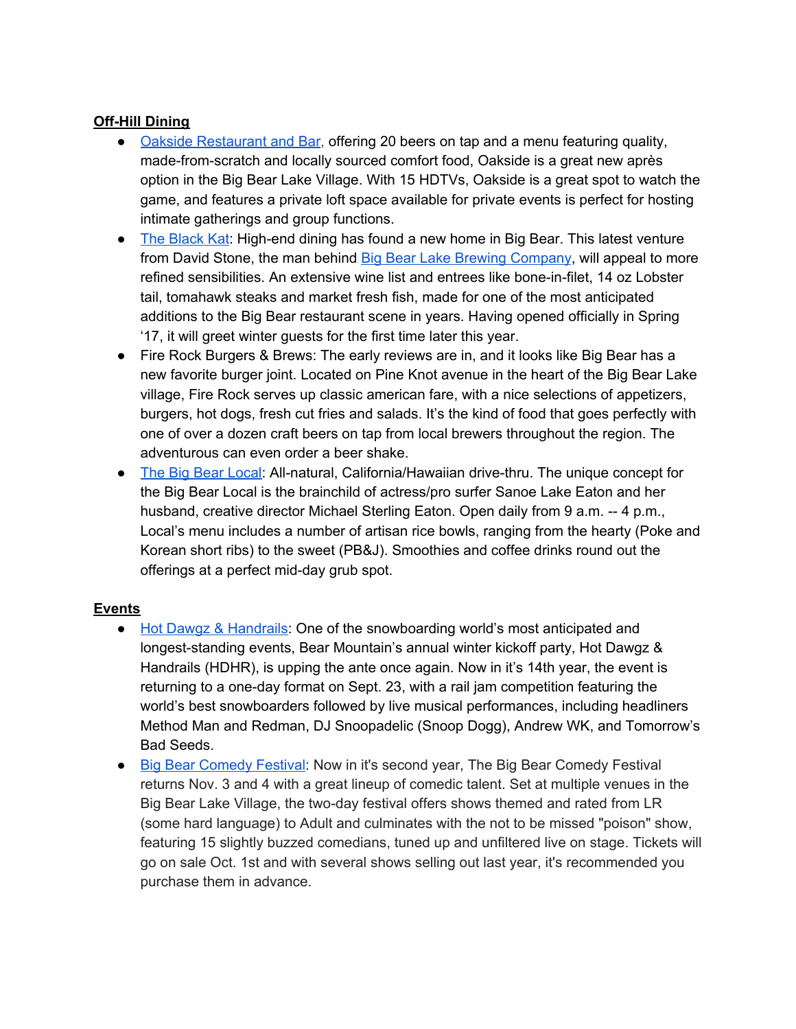**Off-Hill Dining**

- Oakside Restaurant and Bar, offering 20 beers on tap and a menu featuring quality, made-from-scratch and locally sourced comfort food, Oakside is a great new après option in the Big Bear Lake Village. With 15 HDTVs, Oakside is a great spot to watch the game, and features a private loft space available for private events is perfect for hosting intimate gatherings and group functions.
- The Black Kat: High-end dining has found a new home in Big Bear. This latest venture from David Stone, the man behind Big Bear Lake Brewing Company, will appeal to more refined sensibilities. An extensive wine list and entrees like bone-in-filet, 14 oz Lobster tail, tomahawk steaks and market fresh fish, made for one of the most anticipated additions to the Big Bear restaurant scene in years. Having opened officially in Spring '17, it will greet winter guests for the first time later this year.
- Fire Rock Burgers & Brews: The early reviews are in, and it looks like Big Bear has a new favorite burger joint. Located on Pine Knot avenue in the heart of the Big Bear Lake village, Fire Rock serves up classic american fare, with a nice selections of appetizers, burgers, hot dogs, fresh cut fries and salads. It's the kind of food that goes perfectly with one of over a dozen craft beers on tap from local brewers throughout the region. The adventurous can even order a beer shake.
- The Big Bear Local: All-natural, California/Hawaiian drive-thru. The unique concept for the Big Bear Local is the brainchild of actress/pro surfer Sanoe Lake Eaton and her husband, creative director Michael Sterling Eaton. Open daily from 9 a.m. -- 4 p.m., Local's menu includes a number of artisan rice bowls, ranging from the hearty (Poke and Korean short ribs) to the sweet (PB&J). Smoothies and coffee drinks round out the offerings at a perfect mid-day grub spot.

**Events**

- Hot Dawgz & Handrails: One of the snowboarding world's most anticipated and longest-standing events, Bear Mountain's annual winter kickoff party, Hot Dawgz & Handrails (HDHR), is upping the ante once again. Now in it's 14th year, the event is returning to a one-day format on Sept. 23, with a rail jam competition featuring the world's best snowboarders followed by live musical performances, including headliners Method Man and Redman, DJ Snoopadelic (Snoop Dogg), Andrew WK, and Tomorrow's Bad Seeds.
- Big Bear Comedy Festival: Now in it's second year, The Big Bear Comedy Festival returns Nov. 3 and 4 with a great lineup of comedic talent. Set at multiple venues in the Big Bear Lake Village, the two-day festival offers shows themed and rated from LR (some hard language) to Adult and culminates with the not to be missed "poison" show, featuring 15 slightly buzzed comedians, tuned up and unfiltered live on stage. Tickets will go on sale Oct. 1st and with several shows selling out last year, it's recommended you purchase them in advance.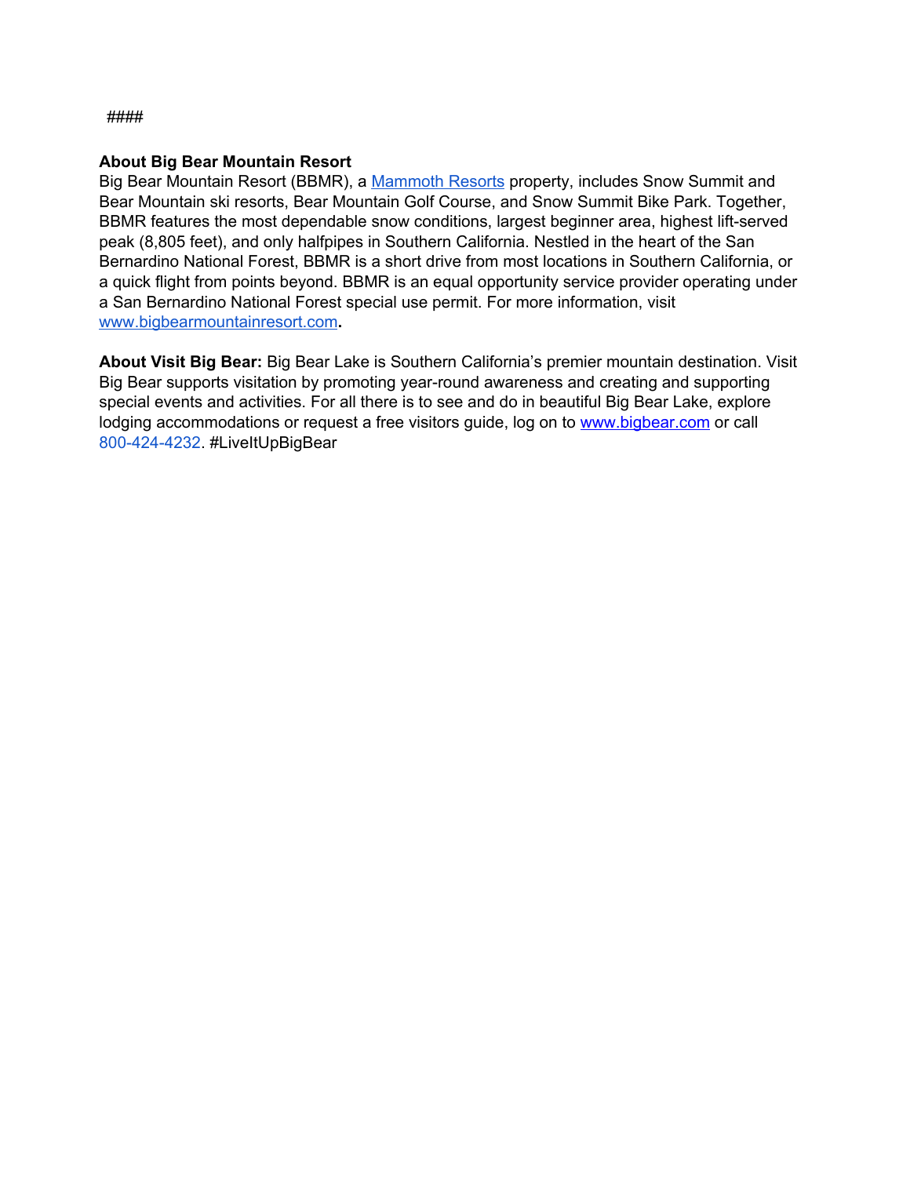####

**About Big Bear Mountain Resort**
Big Bear Mountain Resort (BBMR), a [Mammoth Resorts](https://www.mammothresorts.com) property, includes Snow Summit and Bear Mountain ski resorts, Bear Mountain Golf Course, and Snow Summit Bike Park. Together, BBMR features the most dependable snow conditions, largest beginner area, highest lift-served peak (8,805 feet), and only halfpipes in Southern California. Nestled in the heart of the San Bernardino National Forest, BBMR is a short drive from most locations in Southern California, or a quick flight from points beyond. BBMR is an equal opportunity service provider operating under a San Bernardino National Forest special use permit. For more information, visit www.bigbearmountainresort.com**.**

**About Visit Big Bear:** Big Bear Lake is Southern California's premier mountain destination. Visit Big Bear supports visitation by promoting year-round awareness and creating and supporting special events and activities. For all there is to see and do in beautiful Big Bear Lake, explore lodging accommodations or request a free visitors guide, log on to www.bigbear.com or call 800-424-4232. #LiveItUpBigBear